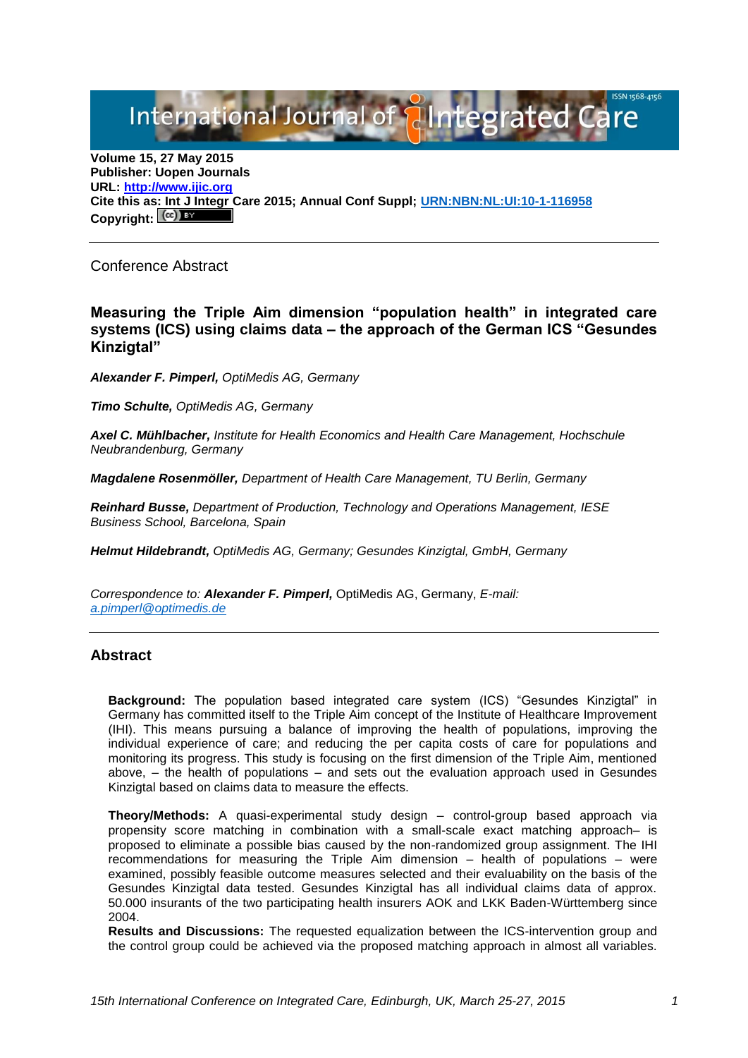International Journal of Integrated Care

ISSN 1568-4156

**Volume 15, 27 May 2015**
**Publisher: Uopen Journals**
**URL: [http://www.ijic.org](http://www.ijic.org)**
**Cite this as: Int J Integr Care 2015; Annual Conf Suppl; [URN:NBN:NL:UI:10-1-116958](URN:NBN:NL:UI:10-1-116958)**
**Copyright:** (cc) BY

---

Conference Abstract

## Measuring the Triple Aim dimension "population health" in integrated care systems (ICS) using claims data – the approach of the German ICS "Gesundes Kinzigtal"

***Alexander F. Pimperl,*** *OptiMedis AG, Germany*

***Timo Schulte,*** *OptiMedis AG, Germany*

***Axel C. Mühlbacher,*** *Institute for Health Economics and Health Care Management, Hochschule Neubrandenburg, Germany*

***Magdalene Rosenmöller,*** *Department of Health Care Management, TU Berlin, Germany*

***Reinhard Busse,*** *Department of Production, Technology and Operations Management, IESE Business School, Barcelona, Spain*

***Helmut Hildebrandt,*** *OptiMedis AG, Germany; Gesundes Kinzigtal, GmbH, Germany*

*Correspondence to:* ***Alexander F. Pimperl,*** OptiMedis AG, Germany, *E-mail: [a.pimperl@optimedis.de](mailto:a.pimperl@optimedis.de)*

---

## Abstract

**Background:** The population based integrated care system (ICS) "Gesundes Kinzigtal" in Germany has committed itself to the Triple Aim concept of the Institute of Healthcare Improvement (IHI). This means pursuing a balance of improving the health of populations, improving the individual experience of care; and reducing the per capita costs of care for populations and monitoring its progress. This study is focusing on the first dimension of the Triple Aim, mentioned above, – the health of populations – and sets out the evaluation approach used in Gesundes Kinzigtal based on claims data to measure the effects.

**Theory/Methods:** A quasi-experimental study design – control-group based approach via propensity score matching in combination with a small-scale exact matching approach– is proposed to eliminate a possible bias caused by the non-randomized group assignment. The IHI recommendations for measuring the Triple Aim dimension – health of populations – were examined, possibly feasible outcome measures selected and their evaluability on the basis of the Gesundes Kinzigtal data tested. Gesundes Kinzigtal has all individual claims data of approx. 50.000 insurants of the two participating health insurers AOK and LKK Baden-Württemberg since 2004.

**Results and Discussions:** The requested equalization between the ICS-intervention group and the control group could be achieved via the proposed matching approach in almost all variables.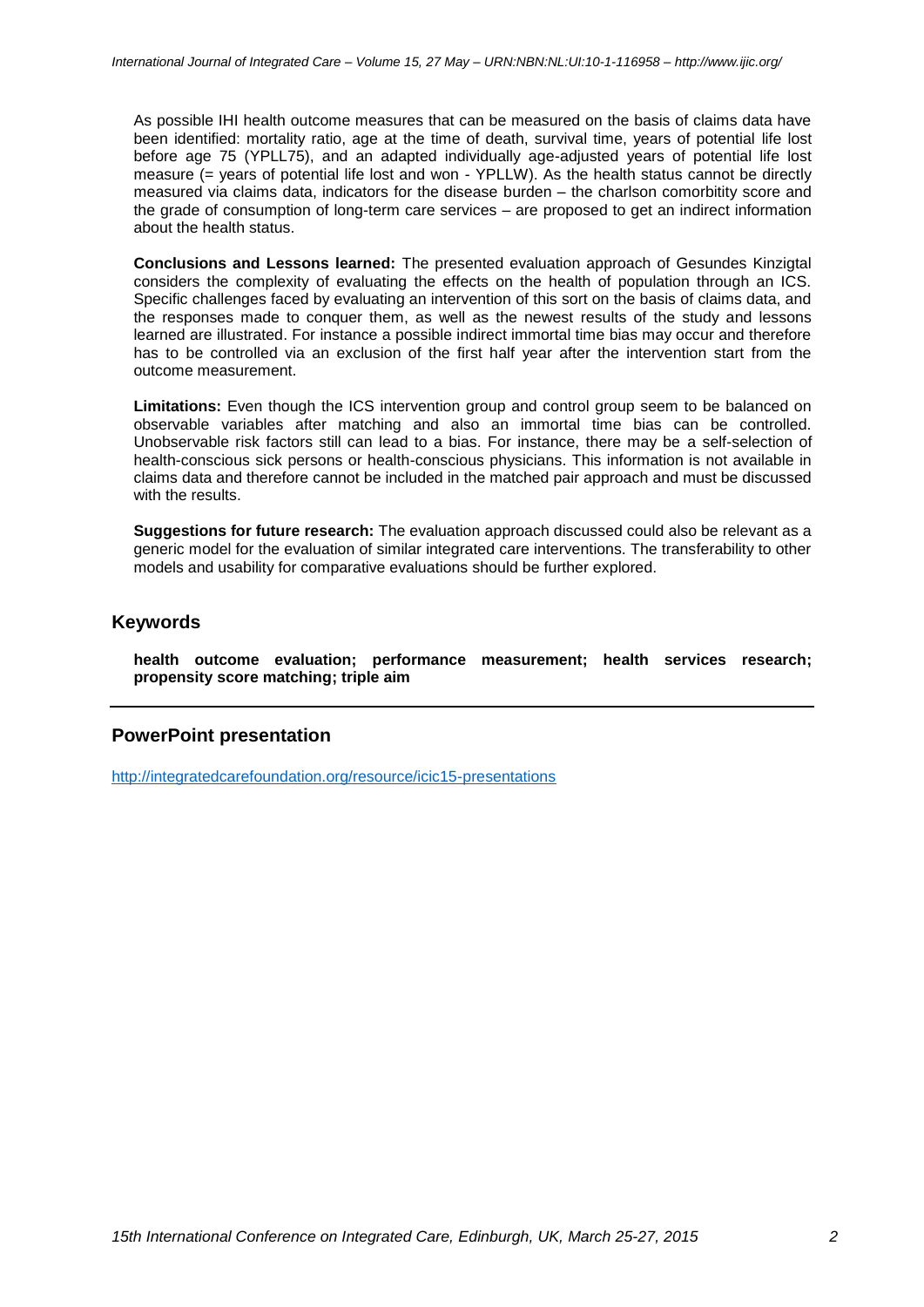As possible IHI health outcome measures that can be measured on the basis of claims data have been identified: mortality ratio, age at the time of death, survival time, years of potential life lost before age 75 (YPLL75), and an adapted individually age-adjusted years of potential life lost measure (= years of potential life lost and won - YPLLW). As the health status cannot be directly measured via claims data, indicators for the disease burden – the charlson comorbitity score and the grade of consumption of long-term care services – are proposed to get an indirect information about the health status.

**Conclusions and Lessons learned:** The presented evaluation approach of Gesundes Kinzigtal considers the complexity of evaluating the effects on the health of population through an ICS. Specific challenges faced by evaluating an intervention of this sort on the basis of claims data, and the responses made to conquer them, as well as the newest results of the study and lessons learned are illustrated. For instance a possible indirect immortal time bias may occur and therefore has to be controlled via an exclusion of the first half year after the intervention start from the outcome measurement.

**Limitations:** Even though the ICS intervention group and control group seem to be balanced on observable variables after matching and also an immortal time bias can be controlled. Unobservable risk factors still can lead to a bias. For instance, there may be a self-selection of health-conscious sick persons or health-conscious physicians. This information is not available in claims data and therefore cannot be included in the matched pair approach and must be discussed with the results.

**Suggestions for future research:** The evaluation approach discussed could also be relevant as a generic model for the evaluation of similar integrated care interventions. The transferability to other models and usability for comparative evaluations should be further explored.

## Keywords

**health outcome evaluation; performance measurement; health services research; propensity score matching; triple aim**

## PowerPoint presentation

http://integratedcarefoundation.org/resource/icic15-presentations